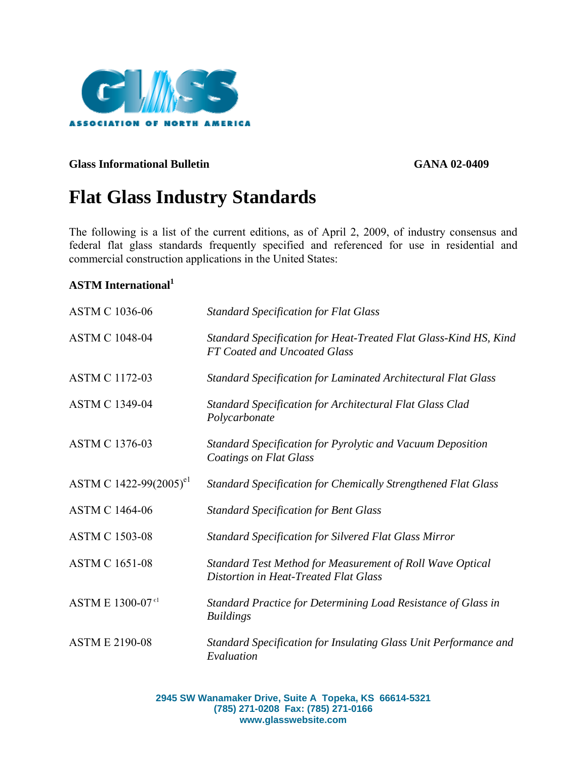GLASS ASSOCIATION OF NORTH AMERICA

**Glass Informational Bulletin** **GANA 02-0409**

# Flat Glass Industry Standards

The following is a list of the current editions, as of April 2, 2009, of industry consensus and federal flat glass standards frequently specified and referenced for use in residential and commercial construction applications in the United States:

## ASTM International[1]

| | |
|---|---|
| ASTM C 1036-06 | *Standard Specification for Flat Glass* |
| ASTM C 1048-04 | *Standard Specification for Heat-Treated Flat Glass-Kind HS, Kind FT Coated and Uncoated Glass* |
| ASTM C 1172-03 | *Standard Specification for Laminated Architectural Flat Glass* |
| ASTM C 1349-04 | *Standard Specification for Architectural Flat Glass Clad Polycarbonate* |
| ASTM C 1376-03 | *Standard Specification for Pyrolytic and Vacuum Deposition Coatings on Flat Glass* |
| ASTM C 1422-99(2005)[e1] | *Standard Specification for Chemically Strengthened Flat Glass* |
| ASTM C 1464-06 | *Standard Specification for Bent Glass* |
| ASTM C 1503-08 | *Standard Specification for Silvered Flat Glass Mirror* |
| ASTM C 1651-08 | *Standard Test Method for Measurement of Roll Wave Optical Distortion in Heat-Treated Flat Glass* |
| ASTM E 1300-07[e1] | *Standard Practice for Determining Load Resistance of Glass in Buildings* |
| ASTM E 2190-08 | *Standard Specification for Insulating Glass Unit Performance and Evaluation* |

2945 SW Wanamaker Drive, Suite A Topeka, KS 66614-5321
(785) 271-0208 Fax: (785) 271-0166
www.glasswebsite.com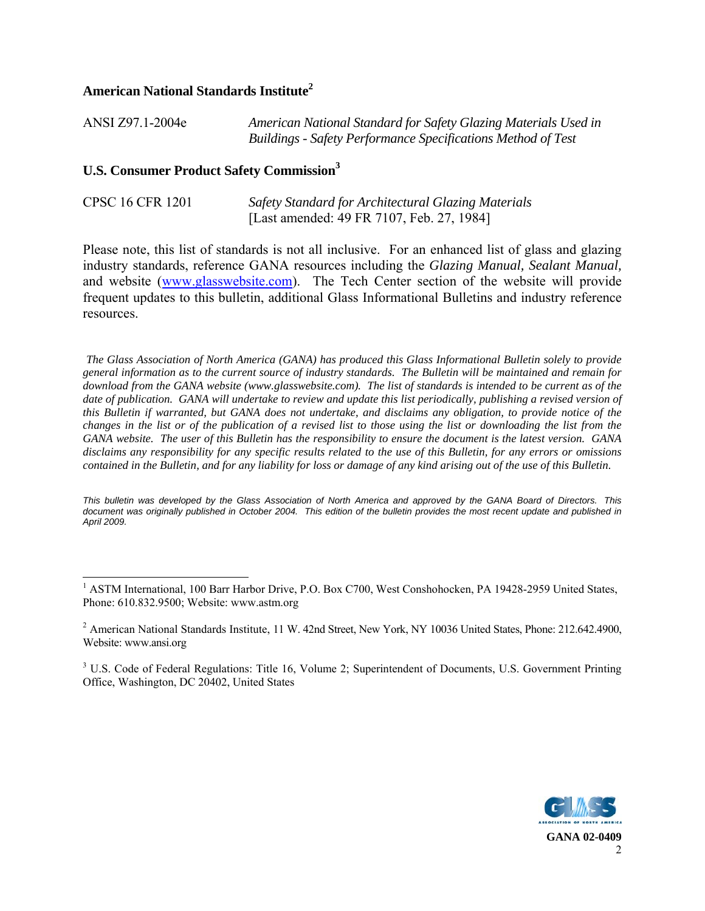**American National Standards Institute**[2]

| | |
|---|---|
| ANSI Z97.1-2004e | *American National Standard for Safety Glazing Materials Used in Buildings - Safety Performance Specifications Method of Test* |

**U.S. Consumer Product Safety Commission**[3]

| | |
|---|---|
| CPSC 16 CFR 1201 | *Safety Standard for Architectural Glazing Materials* [Last amended: 49 FR 7107, Feb. 27, 1984] |

Please note, this list of standards is not all inclusive. For an enhanced list of glass and glazing industry standards, reference GANA resources including the *Glazing Manual, Sealant Manual,* and website (www.glasswebsite.com). The Tech Center section of the website will provide frequent updates to this bulletin, additional Glass Informational Bulletins and industry reference resources.

*The Glass Association of North America (GANA) has produced this Glass Informational Bulletin solely to provide general information as to the current source of industry standards. The Bulletin will be maintained and remain for download from the GANA website (www.glasswebsite.com). The list of standards is intended to be current as of the date of publication. GANA will undertake to review and update this list periodically, publishing a revised version of this Bulletin if warranted, but GANA does not undertake, and disclaims any obligation, to provide notice of the changes in the list or of the publication of a revised list to those using the list or downloading the list from the GANA website. The user of this Bulletin has the responsibility to ensure the document is the latest version. GANA disclaims any responsibility for any specific results related to the use of this Bulletin, for any errors or omissions contained in the Bulletin, and for any liability for loss or damage of any kind arising out of the use of this Bulletin.*

*This bulletin was developed by the Glass Association of North America and approved by the GANA Board of Directors. This document was originally published in October 2004. This edition of the bulletin provides the most recent update and published in April 2009.*

---

[1] ASTM International, 100 Barr Harbor Drive, P.O. Box C700, West Conshohocken, PA 19428-2959 United States, Phone: 610.832.9500; Website: www.astm.org

[2] American National Standards Institute, 11 W. 42nd Street, New York, NY 10036 United States, Phone: 212.642.4900, Website: www.ansi.org

[3] U.S. Code of Federal Regulations: Title 16, Volume 2; Superintendent of Documents, U.S. Government Printing Office, Washington, DC 20402, United States

**GANA 02-0409**